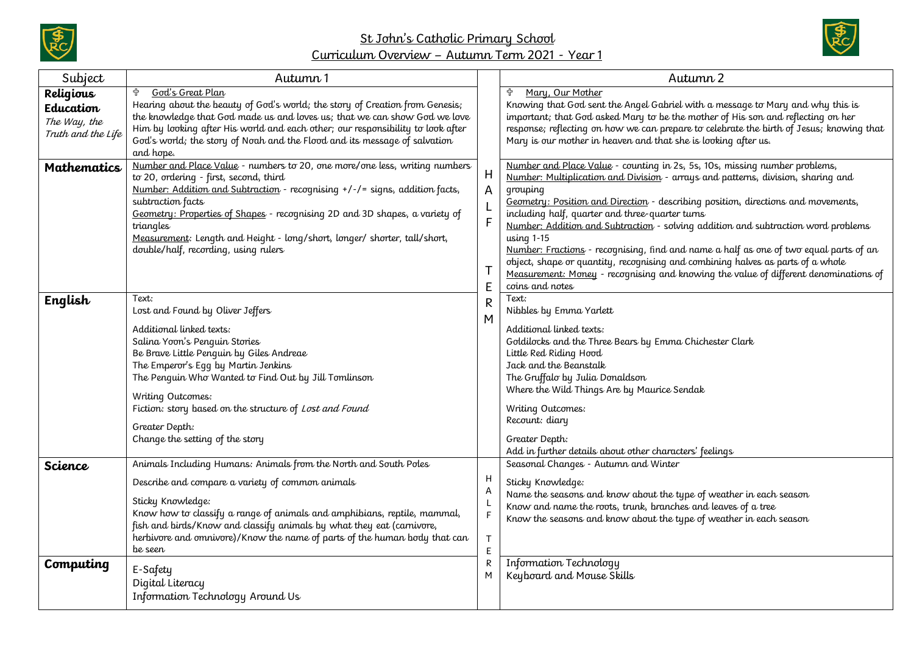# St John's Catholic Primary School

## Curriculum Overview – Autumn Term 2021 - Year 1

| Subject | Autumn 1 | | Autumn 2 |
|---|---|---|---|
| **Religious Education** *The Way, the Truth and the Life* | ✞ God's Great Plan<br>Hearing about the beauty of God's world; the story of Creation from Genesis; the knowledge that God made us and loves us; that we can show God we love Him by looking after His world and each other; our responsibility to look after God's world; the story of Noah and the Flood and its message of salvation and hope. | HALF TERM | ✞ Mary, Our Mother<br>Knowing that God sent the Angel Gabriel with a message to Mary and why this is important; that God asked Mary to be the mother of His son and reflecting on her response; reflecting on how we can prepare to celebrate the birth of Jesus; knowing that Mary is our mother in heaven and that she is looking after us. |
| **Mathematics** | Number and Place Value - numbers to 20, one more/one less, writing numbers to 20, ordering - first, second, third<br>Number: Addition and Subtraction - recognising +/-/= signs, addition facts, subtraction facts<br>Geometry: Properties of Shapes - recognising 2D and 3D shapes, a variety of triangles<br>Measurement: Length and Height - long/short, longer/ shorter, tall/short, double/half, recording, using rulers | | Number and Place Value - counting in 2s, 5s, 10s, missing number problems,<br>Number: Multiplication and Division - arrays and patterns, division, sharing and grouping<br>Geometry: Position and Direction - describing position, directions and movements, including half, quarter and three-quarter turns<br>Number: Addition and Subtraction - solving addition and subtraction word problems using 1-15<br>Number: Fractions - recognising, find and name a half as one of two equal parts of an object, shape or quantity, recognising and combining halves as parts of a whole<br>Measurement: Money - recognising and knowing the value of different denominations of coins and notes |
| **English** | Text:<br>Lost and Found by Oliver Jeffers<br><br>Additional linked texts:<br>Salina Yoon's Penguin Stories<br>Be Brave Little Penguin by Giles Andreae<br>The Emperor's Egg by Martin Jenkins<br>The Penguin Who Wanted to Find Out by Jill Tomlinson<br><br>Writing Outcomes:<br>Fiction: story based on the structure of *Lost and Found*<br><br>Greater Depth:<br>Change the setting of the story | | Text:<br>Nibbles by Emma Yarlett<br><br>Additional linked texts:<br>Goldilocks and the Three Bears by Emma Chichester Clark<br>Little Red Riding Hood<br>Jack and the Beanstalk<br>The Gruffalo by Julia Donaldson<br>Where the Wild Things Are by Maurice Sendak<br><br>Writing Outcomes:<br>Recount: diary<br><br>Greater Depth:<br>Add in further details about other characters' feelings |
| **Science** | Animals Including Humans: Animals from the North and South Poles<br><br>Describe and compare a variety of common animals<br><br>Sticky Knowledge:<br>Know how to classify a range of animals and amphibians, reptile, mammal, fish and birds/Know and classify animals by what they eat (carnivore, herbivore and omnivore)/Know the name of parts of the human body that can be seen | HALF TERM | Seasonal Changes - Autumn and Winter<br><br>Sticky Knowledge:<br>Name the seasons and know about the type of weather in each season<br>Know and name the roots, trunk, branches and leaves of a tree<br>Know the seasons and know about the type of weather in each season |
| **Computing** | E-Safety<br>Digital Literacy<br>Information Technology Around Us | | Information Technology<br>Keyboard and Mouse Skills |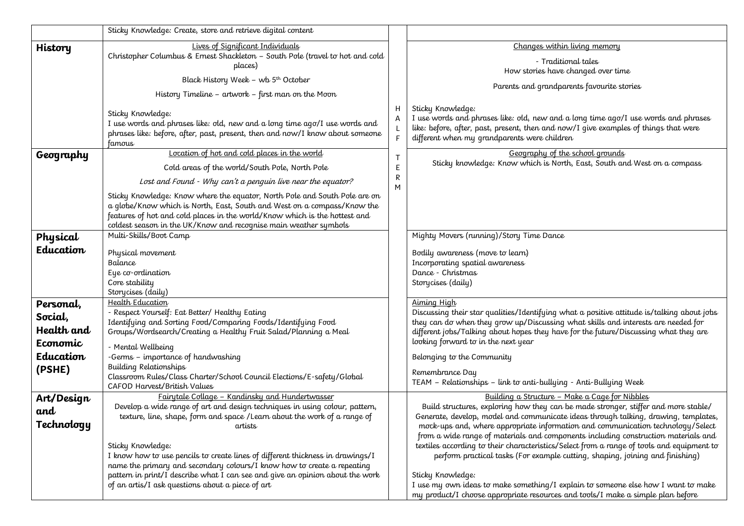| | | | |
|---|---|---|---|
| | Sticky Knowledge: Create, store and retrieve digital content | HALF TERM | |
| **History** | Lives of Significant Individuals<br>Christopher Columbus & Ernest Shackleton – South Pole (travel to hot and cold places)<br>Black History Week – wb 5th October<br>History Timeline – artwork – first man on the Moon<br><br>Sticky Knowledge:<br>I use words and phrases like: old, new and a long time ago/I use words and phrases like: before, after, past, present, then and now/I know about someone famous | | Changes within living memory<br>- Traditional tales<br>How stories have changed over time<br>Parents and grandparents favourite stories<br><br>Sticky Knowledge:<br>I use words and phrases like: old, new and a long time ago/I use words and phrases like: before, after, past, present, then and now/I give examples of things that were different when my grandparents were children |
| **Geography** | Location of hot and cold places in the world<br>Cold areas of the world/South Pole, North Pole<br>*Lost and Found - Why can't a penguin live near the equator?*<br><br>Sticky Knowledge: Know where the equator, North Pole and South Pole are on a globe/Know which is North, East, South and West on a compass/Know the features of hot and cold places in the world/Know which is the hottest and coldest season in the UK/Know and recognise main weather symbols | | Geography of the school grounds<br>Sticky knowledge: Know which is North, East, South and West on a compass |
| **Physical Education** | Multi-Skills/Boot Camp<br><br>Physical movement<br>Balance<br>Eye co-ordination<br>Core stability<br>Storycises (daily) | | Mighty Movers (running)/Story Time Dance<br><br>Bodily awareness (move to learn)<br>Incorporating spatial awareness<br>Dance - Christmas<br>Storycises (daily) |
| **Personal, Social, Health and Economic Education (PSHE)** | Health Education<br>- Respect Yourself: Eat Better/ Healthy Eating<br>Identifying and Sorting Food/Comparing Foods/Identifying Food Groups/Wordsearch/Creating a Healthy Fruit Salad/Planning a Meal<br>- Mental Wellbeing<br>-Germs – importance of handwashing<br>Building Relationships<br>Classroom Rules/Class Charter/School Council Elections/E-safety/Global CAFOD Harvest/British Values | | Aiming High<br>Discussing their star qualities/Identifying what a positive attitude is/talking about jobs they can do when they grow up/Discussing what skills and interests are needed for different jobs/Talking about hopes they have for the future/Discussing what they are looking forward to in the next year<br>Belonging to the Community<br>Remembrance Day<br>TEAM – Relationships – link to anti-bullying - Anti-Bullying Week |
| **Art/Design and Technology** | Fairytale Collage – Kandinsky and Hundertwasser<br>Develop a wide range of art and design techniques in using colour, pattern, texture, line, shape, form and space /Learn about the work of a range of artists<br><br>Sticky Knowledge:<br>I know how to use pencils to create lines of different thickness in drawings/I name the primary and secondary colours/I know how to create a repeating pattern in print/I describe what I can see and give an opinion about the work of an artis/I ask questions about a piece of art | | Building a Structure – Make a Cage for Nibbles<br>Build structures, exploring how they can be made stronger, stiffer and more stable/ Generate, develop, model and communicate ideas through talking, drawing, templates, mock-ups and, where appropriate information and communication technology/Select from a wide range of materials and components including construction materials and textiles according to their characteristics/Select from a range of tools and equipment to perform practical tasks (For example cutting, shaping, joining and finishing)<br><br>Sticky Knowledge:<br>I use my own ideas to make something/I explain to someone else how I want to make my product/I choose appropriate resources and tools/I make a simple plan before |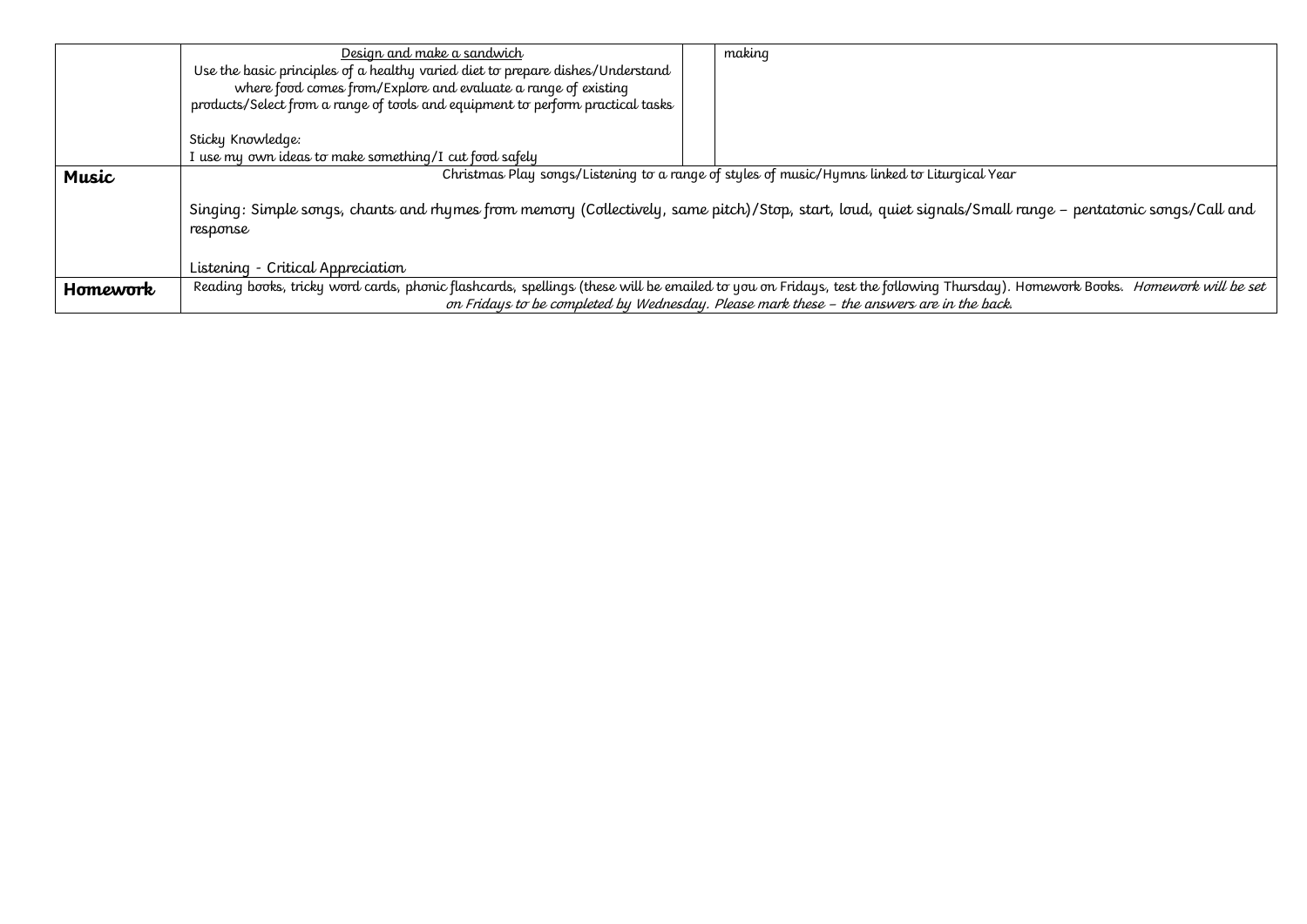| | | | |
|---|---|---|---|
| | Design and make a sandwich<br>Use the basic principles of a healthy varied diet to prepare dishes/Understand where food comes from/Explore and evaluate a range of existing products/Select from a range of tools and equipment to perform practical tasks<br><br>Sticky Knowledge:<br>I use my own ideas to make something/I cut food safely | | making |
| **Music** | Christmas Play songs/Listening to a range of styles of music/Hymns linked to Liturgical Year<br><br>Singing: Simple songs, chants and rhymes from memory (Collectively, same pitch)/Stop, start, loud, quiet signals/Small range – pentatonic songs/Call and response<br><br>Listening - Critical Appreciation | | |
| **Homework** | Reading books, tricky word cards, phonic flashcards, spellings (these will be emailed to you on Fridays, test the following Thursday). Homework Books. *Homework will be set on Fridays to be completed by Wednesday. Please mark these – the answers are in the back.* | | |